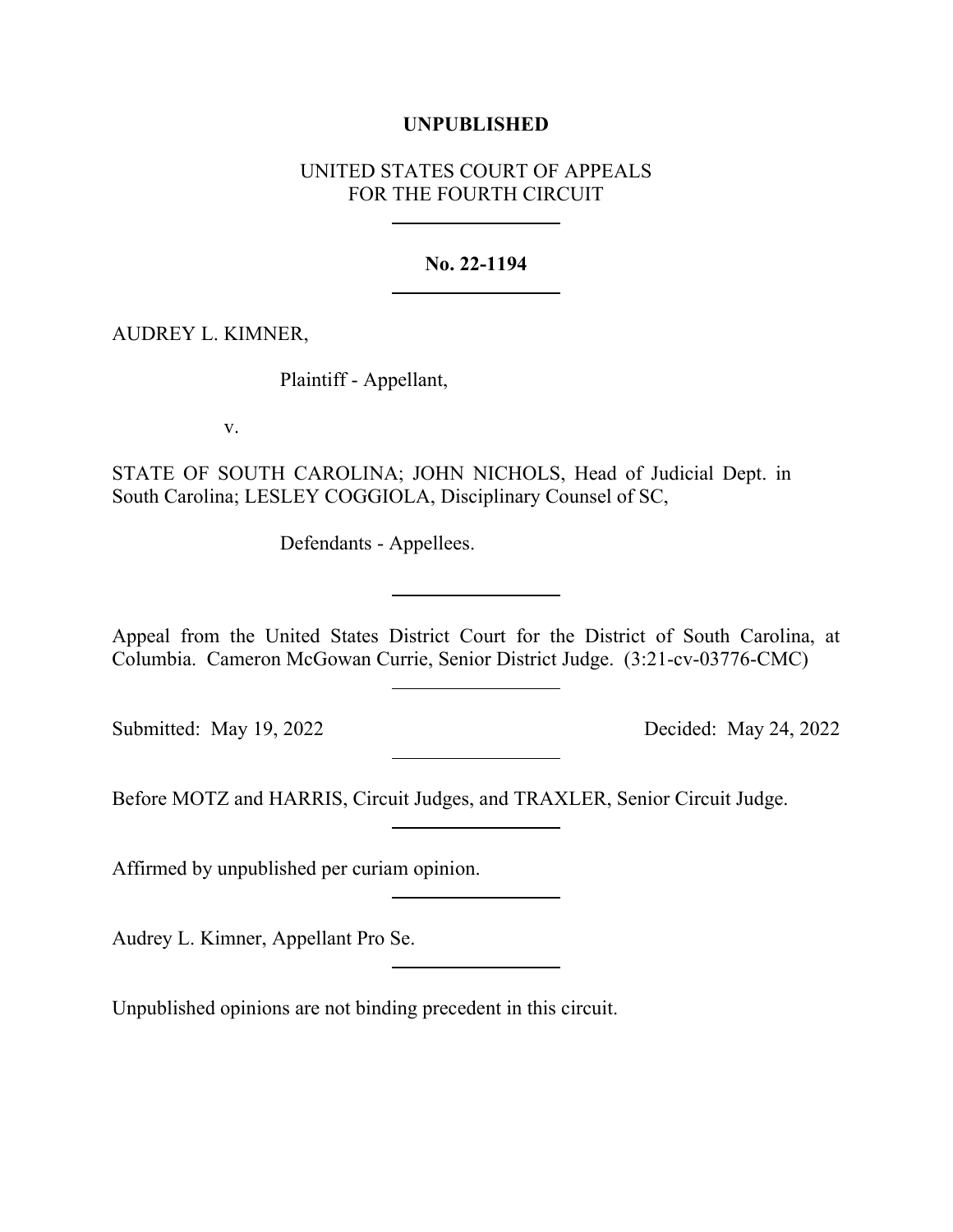**UNPUBLISHED**

UNITED STATES COURT OF APPEALS
FOR THE FOURTH CIRCUIT

---

**No. 22-1194**

---

AUDREY L. KIMNER,

Plaintiff - Appellant,

v.

STATE OF SOUTH CAROLINA; JOHN NICHOLS, Head of Judicial Dept. in South Carolina; LESLEY COGGIOLA, Disciplinary Counsel of SC,

Defendants - Appellees.

---

Appeal from the United States District Court for the District of South Carolina, at Columbia. Cameron McGowan Currie, Senior District Judge. (3:21-cv-03776-CMC)

---

Submitted: May 19, 2022 Decided: May 24, 2022

---

Before MOTZ and HARRIS, Circuit Judges, and TRAXLER, Senior Circuit Judge.

---

Affirmed by unpublished per curiam opinion.

---

Audrey L. Kimner, Appellant Pro Se.

---

Unpublished opinions are not binding precedent in this circuit.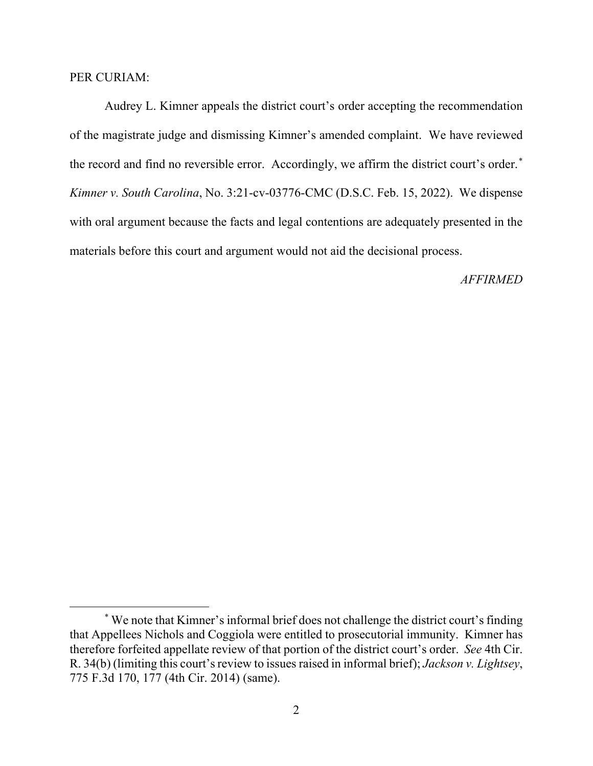PER CURIAM:

Audrey L. Kimner appeals the district court's order accepting the recommendation of the magistrate judge and dismissing Kimner's amended complaint. We have reviewed the record and find no reversible error. Accordingly, we affirm the district court's order.[*] *Kimner v. South Carolina*, No. 3:21-cv-03776-CMC (D.S.C. Feb. 15, 2022). We dispense with oral argument because the facts and legal contentions are adequately presented in the materials before this court and argument would not aid the decisional process.

*AFFIRMED*

---

[*] We note that Kimner's informal brief does not challenge the district court's finding that Appellees Nichols and Coggiola were entitled to prosecutorial immunity. Kimner has therefore forfeited appellate review of that portion of the district court's order. *See* 4th Cir. R. 34(b) (limiting this court's review to issues raised in informal brief); *Jackson v. Lightsey*, 775 F.3d 170, 177 (4th Cir. 2014) (same).